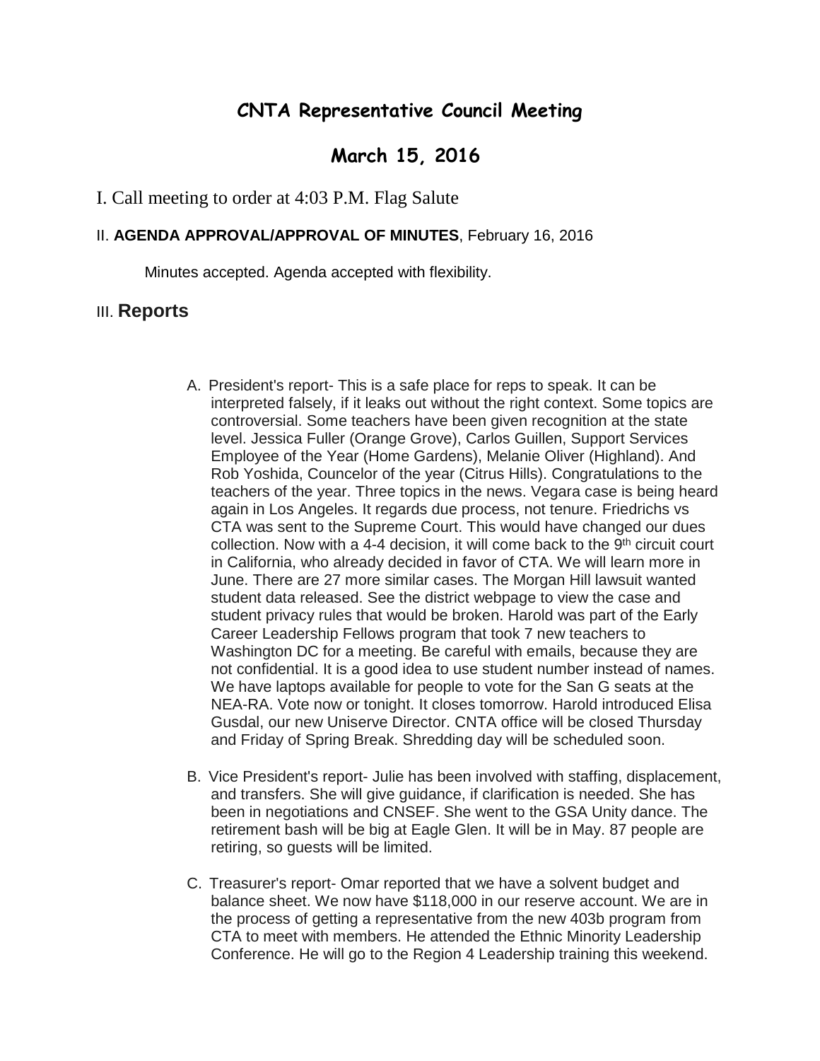# CNTA Representative Council Meeting

## March 15, 2016

I. Call meeting to order at 4:03 P.M. Flag Salute

II. **AGENDA APPROVAL/APPROVAL OF MINUTES**, February 16, 2016

Minutes accepted. Agenda accepted with flexibility.

III. **Reports**

A. President's report- This is a safe place for reps to speak. It can be interpreted falsely, if it leaks out without the right context. Some topics are controversial. Some teachers have been given recognition at the state level. Jessica Fuller (Orange Grove), Carlos Guillen, Support Services Employee of the Year (Home Gardens), Melanie Oliver (Highland). And Rob Yoshida, Councelor of the year (Citrus Hills). Congratulations to the teachers of the year. Three topics in the news. Vegara case is being heard again in Los Angeles. It regards due process, not tenure. Friedrichs vs CTA was sent to the Supreme Court. This would have changed our dues collection. Now with a 4-4 decision, it will come back to the 9th circuit court in California, who already decided in favor of CTA. We will learn more in June. There are 27 more similar cases. The Morgan Hill lawsuit wanted student data released. See the district webpage to view the case and student privacy rules that would be broken. Harold was part of the Early Career Leadership Fellows program that took 7 new teachers to Washington DC for a meeting. Be careful with emails, because they are not confidential. It is a good idea to use student number instead of names. We have laptops available for people to vote for the San G seats at the NEA-RA. Vote now or tonight. It closes tomorrow. Harold introduced Elisa Gusdal, our new Uniserve Director. CNTA office will be closed Thursday and Friday of Spring Break. Shredding day will be scheduled soon.

B. Vice President's report- Julie has been involved with staffing, displacement, and transfers. She will give guidance, if clarification is needed. She has been in negotiations and CNSEF. She went to the GSA Unity dance. The retirement bash will be big at Eagle Glen. It will be in May. 87 people are retiring, so guests will be limited.

C. Treasurer's report- Omar reported that we have a solvent budget and balance sheet. We now have $118,000 in our reserve account. We are in the process of getting a representative from the new 403b program from CTA to meet with members. He attended the Ethnic Minority Leadership Conference. He will go to the Region 4 Leadership training this weekend.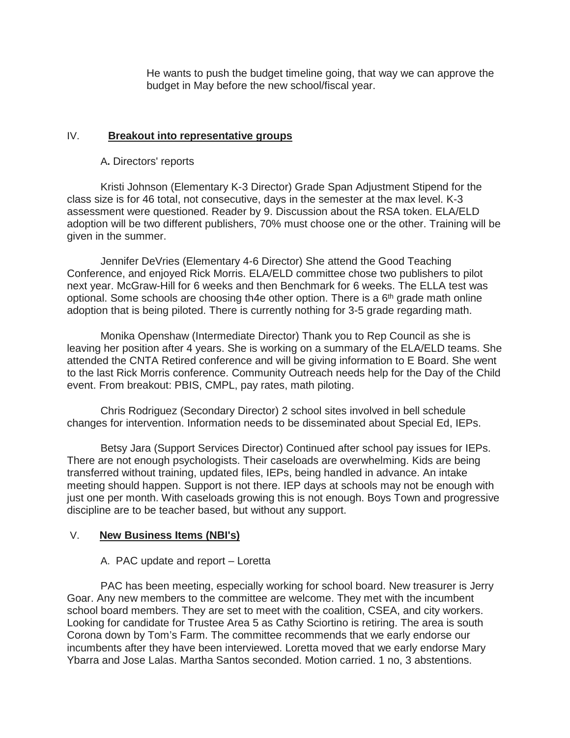He wants to push the budget timeline going, that way we can approve the budget in May before the new school/fiscal year.

## IV. **Breakout into representative groups**

A**.** Directors' reports

Kristi Johnson (Elementary K-3 Director) Grade Span Adjustment Stipend for the class size is for 46 total, not consecutive, days in the semester at the max level. K-3 assessment were questioned. Reader by 9. Discussion about the RSA token. ELA/ELD adoption will be two different publishers, 70% must choose one or the other. Training will be given in the summer.

Jennifer DeVries (Elementary 4-6 Director) She attend the Good Teaching Conference, and enjoyed Rick Morris. ELA/ELD committee chose two publishers to pilot next year. McGraw-Hill for 6 weeks and then Benchmark for 6 weeks. The ELLA test was optional. Some schools are choosing th4e other option. There is a 6th grade math online adoption that is being piloted. There is currently nothing for 3-5 grade regarding math.

Monika Openshaw (Intermediate Director) Thank you to Rep Council as she is leaving her position after 4 years. She is working on a summary of the ELA/ELD teams. She attended the CNTA Retired conference and will be giving information to E Board. She went to the last Rick Morris conference. Community Outreach needs help for the Day of the Child event. From breakout: PBIS, CMPL, pay rates, math piloting.

Chris Rodriguez (Secondary Director) 2 school sites involved in bell schedule changes for intervention. Information needs to be disseminated about Special Ed, IEPs.

Betsy Jara (Support Services Director) Continued after school pay issues for IEPs. There are not enough psychologists. Their caseloads are overwhelming. Kids are being transferred without training, updated files, IEPs, being handled in advance. An intake meeting should happen. Support is not there. IEP days at schools may not be enough with just one per month. With caseloads growing this is not enough. Boys Town and progressive discipline are to be teacher based, but without any support.

## V. **New Business Items (NBI's)**

A. PAC update and report – Loretta

PAC has been meeting, especially working for school board. New treasurer is Jerry Goar. Any new members to the committee are welcome. They met with the incumbent school board members. They are set to meet with the coalition, CSEA, and city workers. Looking for candidate for Trustee Area 5 as Cathy Sciortino is retiring. The area is south Corona down by Tom's Farm. The committee recommends that we early endorse our incumbents after they have been interviewed. Loretta moved that we early endorse Mary Ybarra and Jose Lalas. Martha Santos seconded. Motion carried. 1 no, 3 abstentions.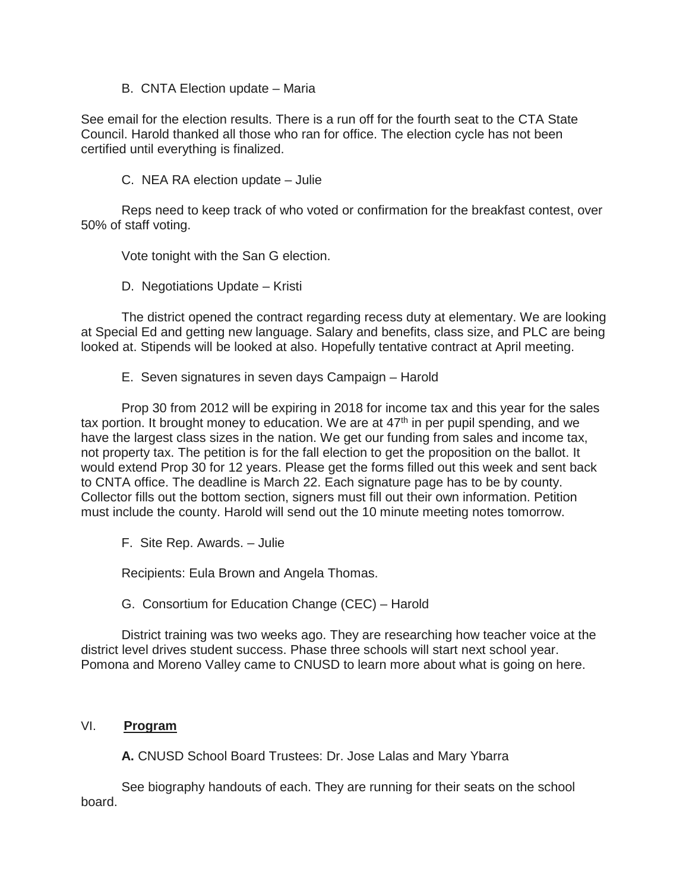B. CNTA Election update – Maria

See email for the election results. There is a run off for the fourth seat to the CTA State Council. Harold thanked all those who ran for office. The election cycle has not been certified until everything is finalized.

C. NEA RA election update – Julie

Reps need to keep track of who voted or confirmation for the breakfast contest, over 50% of staff voting.

Vote tonight with the San G election.

D. Negotiations Update – Kristi

The district opened the contract regarding recess duty at elementary. We are looking at Special Ed and getting new language. Salary and benefits, class size, and PLC are being looked at. Stipends will be looked at also. Hopefully tentative contract at April meeting.

E. Seven signatures in seven days Campaign – Harold

Prop 30 from 2012 will be expiring in 2018 for income tax and this year for the sales tax portion. It brought money to education. We are at 47th in per pupil spending, and we have the largest class sizes in the nation. We get our funding from sales and income tax, not property tax. The petition is for the fall election to get the proposition on the ballot. It would extend Prop 30 for 12 years. Please get the forms filled out this week and sent back to CNTA office. The deadline is March 22. Each signature page has to be by county. Collector fills out the bottom section, signers must fill out their own information. Petition must include the county. Harold will send out the 10 minute meeting notes tomorrow.

F. Site Rep. Awards. – Julie

Recipients: Eula Brown and Angela Thomas.

G. Consortium for Education Change (CEC) – Harold

District training was two weeks ago. They are researching how teacher voice at the district level drives student success. Phase three schools will start next school year. Pomona and Moreno Valley came to CNUSD to learn more about what is going on here.

## VI. **Program**

**A.** CNUSD School Board Trustees: Dr. Jose Lalas and Mary Ybarra

See biography handouts of each. They are running for their seats on the school board.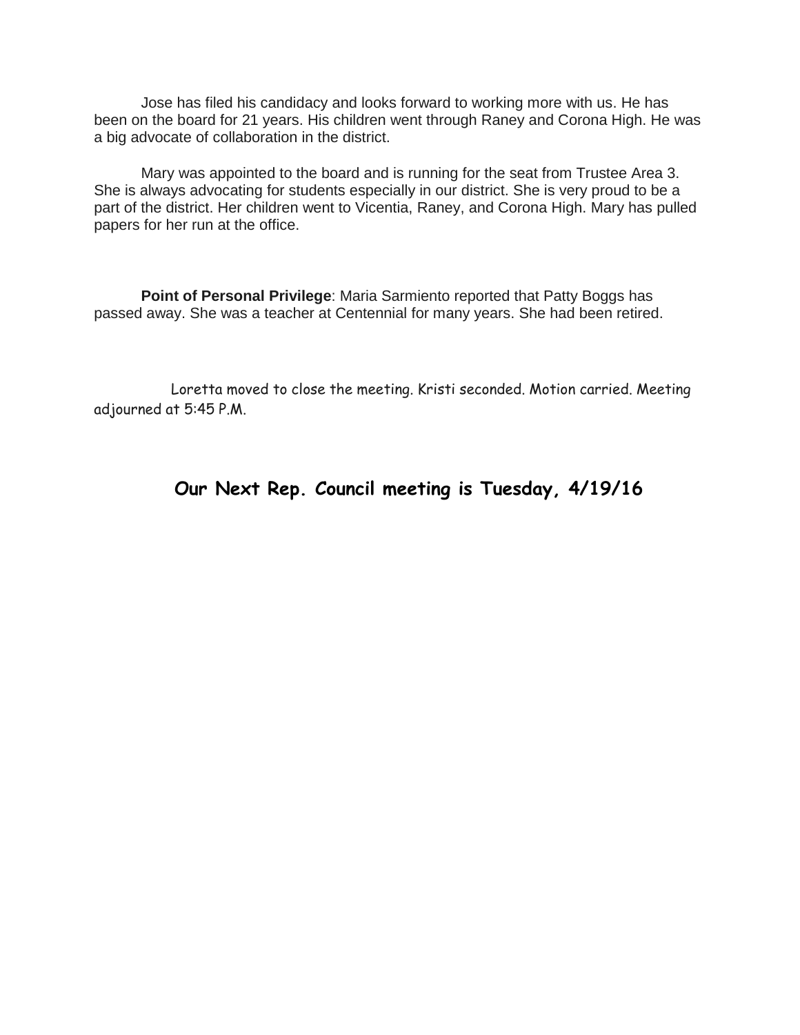Jose has filed his candidacy and looks forward to working more with us. He has been on the board for 21 years. His children went through Raney and Corona High. He was a big advocate of collaboration in the district.

Mary was appointed to the board and is running for the seat from Trustee Area 3. She is always advocating for students especially in our district. She is very proud to be a part of the district. Her children went to Vicentia, Raney, and Corona High. Mary has pulled papers for her run at the office.

**Point of Personal Privilege**: Maria Sarmiento reported that Patty Boggs has passed away. She was a teacher at Centennial for many years. She had been retired.

Loretta moved to close the meeting. Kristi seconded. Motion carried. Meeting adjourned at 5:45 P.M.

**Our Next Rep. Council meeting is Tuesday, 4/19/16**